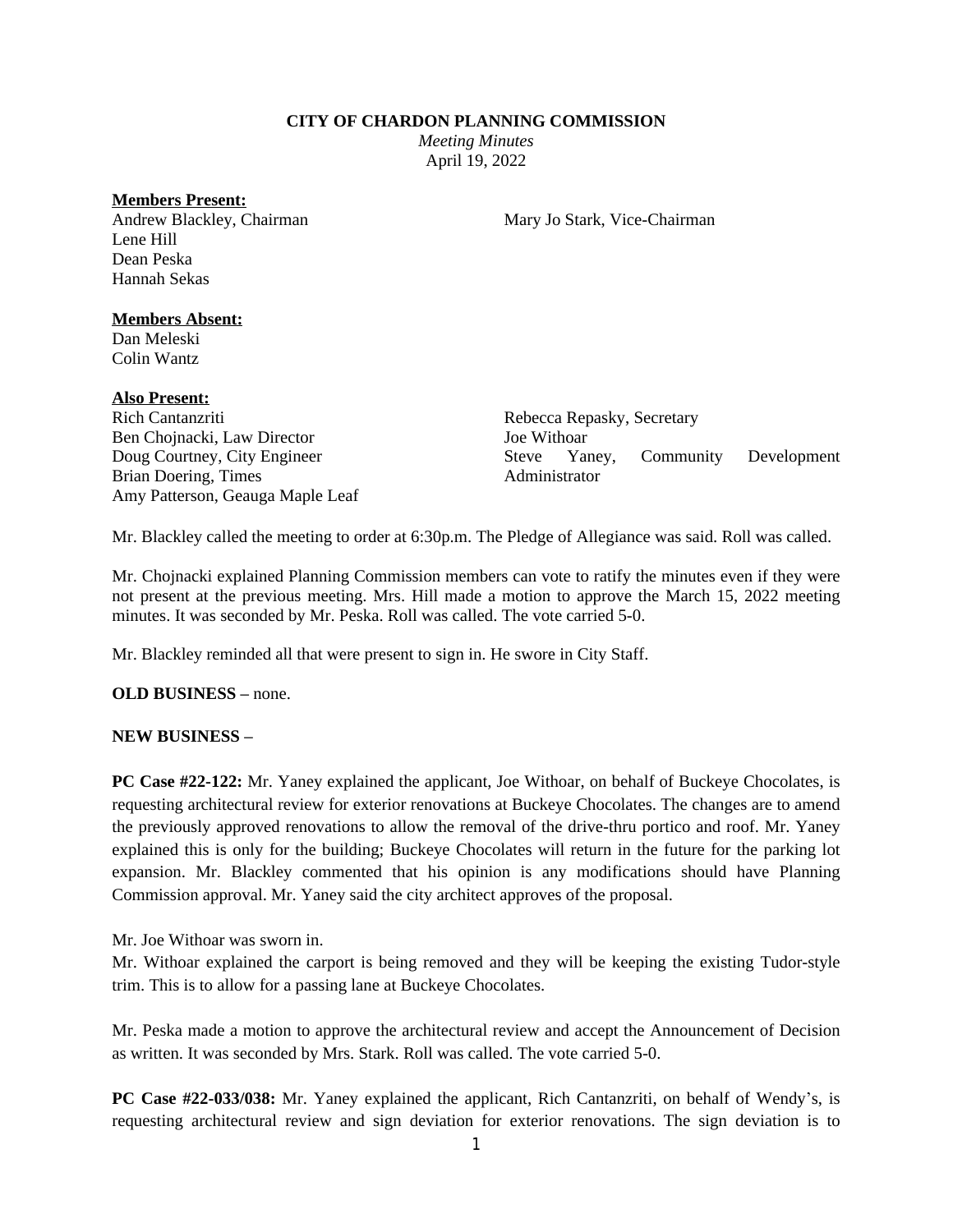**CITY OF CHARDON PLANNING COMMISSION**

*Meeting Minutes*

April 19, 2022

**Members Present:**

Andrew Blackley, Chairman
Mary Jo Stark, Vice-Chairman
Lene Hill
Dean Peska
Hannah Sekas

**Members Absent:**

Dan Meleski
Colin Wantz

**Also Present:**

Rich Cantanzriti
Ben Chojnacki, Law Director
Doug Courtney, City Engineer
Brian Doering, Times
Amy Patterson, Geauga Maple Leaf
Rebecca Repasky, Secretary
Joe Withoar
Steve Yaney, Community Development Administrator

Mr. Blackley called the meeting to order at 6:30p.m. The Pledge of Allegiance was said. Roll was called.

Mr. Chojnacki explained Planning Commission members can vote to ratify the minutes even if they were not present at the previous meeting. Mrs. Hill made a motion to approve the March 15, 2022 meeting minutes. It was seconded by Mr. Peska. Roll was called. The vote carried 5-0.

Mr. Blackley reminded all that were present to sign in. He swore in City Staff.

**OLD BUSINESS –** none.

**NEW BUSINESS –**

**PC Case #22-122:** Mr. Yaney explained the applicant, Joe Withoar, on behalf of Buckeye Chocolates, is requesting architectural review for exterior renovations at Buckeye Chocolates. The changes are to amend the previously approved renovations to allow the removal of the drive-thru portico and roof. Mr. Yaney explained this is only for the building; Buckeye Chocolates will return in the future for the parking lot expansion. Mr. Blackley commented that his opinion is any modifications should have Planning Commission approval. Mr. Yaney said the city architect approves of the proposal.

Mr. Joe Withoar was sworn in.
Mr. Withoar explained the carport is being removed and they will be keeping the existing Tudor-style trim. This is to allow for a passing lane at Buckeye Chocolates.

Mr. Peska made a motion to approve the architectural review and accept the Announcement of Decision as written. It was seconded by Mrs. Stark. Roll was called. The vote carried 5-0.

**PC Case #22-033/038:** Mr. Yaney explained the applicant, Rich Cantanzriti, on behalf of Wendy's, is requesting architectural review and sign deviation for exterior renovations. The sign deviation is to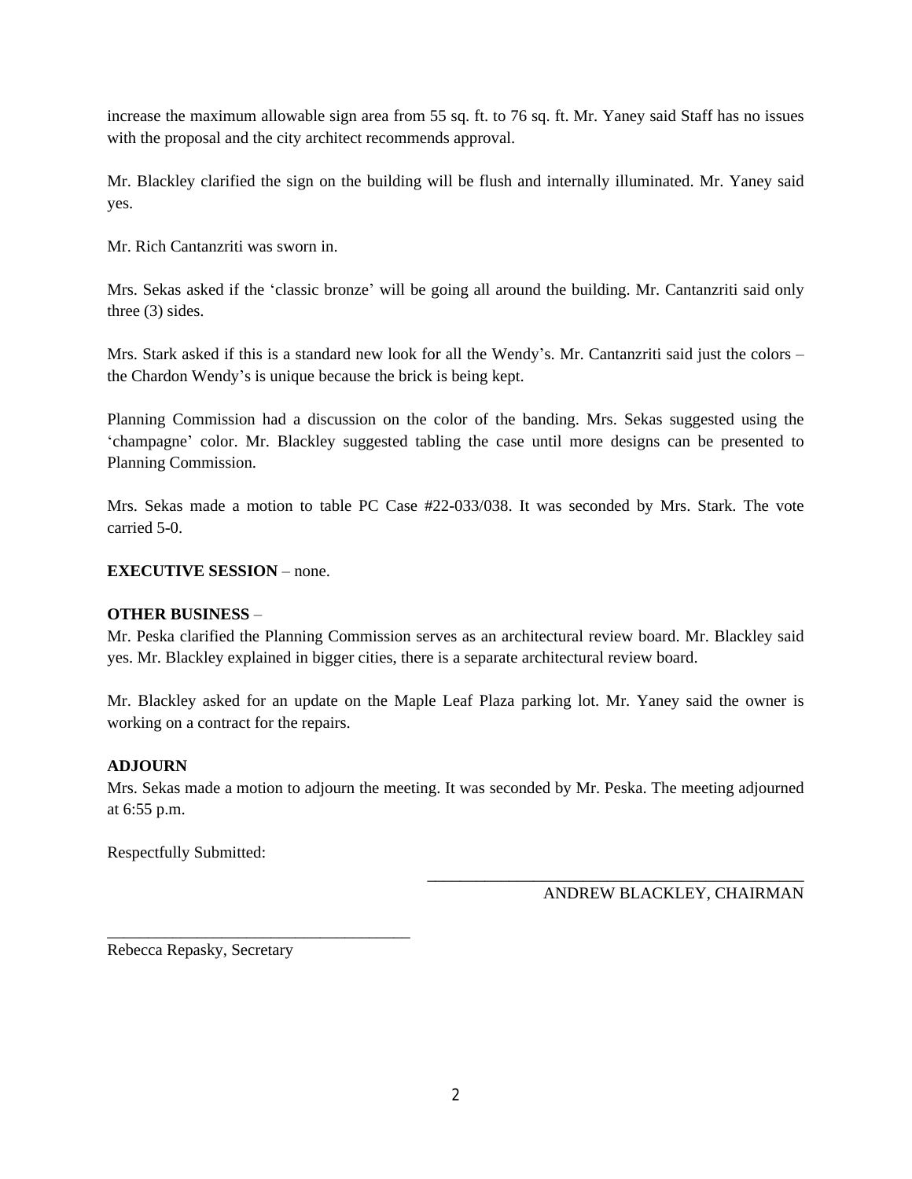increase the maximum allowable sign area from 55 sq. ft. to 76 sq. ft. Mr. Yaney said Staff has no issues with the proposal and the city architect recommends approval.

Mr. Blackley clarified the sign on the building will be flush and internally illuminated. Mr. Yaney said yes.

Mr. Rich Cantanzriti was sworn in.

Mrs. Sekas asked if the 'classic bronze' will be going all around the building. Mr. Cantanzriti said only three (3) sides.

Mrs. Stark asked if this is a standard new look for all the Wendy's. Mr. Cantanzriti said just the colors – the Chardon Wendy's is unique because the brick is being kept.

Planning Commission had a discussion on the color of the banding. Mrs. Sekas suggested using the 'champagne' color. Mr. Blackley suggested tabling the case until more designs can be presented to Planning Commission.

Mrs. Sekas made a motion to table PC Case #22-033/038. It was seconded by Mrs. Stark. The vote carried 5-0.

**EXECUTIVE SESSION** – none.

**OTHER BUSINESS** –

Mr. Peska clarified the Planning Commission serves as an architectural review board. Mr. Blackley said yes. Mr. Blackley explained in bigger cities, there is a separate architectural review board.

Mr. Blackley asked for an update on the Maple Leaf Plaza parking lot. Mr. Yaney said the owner is working on a contract for the repairs.

**ADJOURN**

Mrs. Sekas made a motion to adjourn the meeting. It was seconded by Mr. Peska. The meeting adjourned at 6:55 p.m.

Respectfully Submitted:

_______________________________________________
ANDREW BLACKLEY, CHAIRMAN

_____________________________________
Rebecca Repasky, Secretary